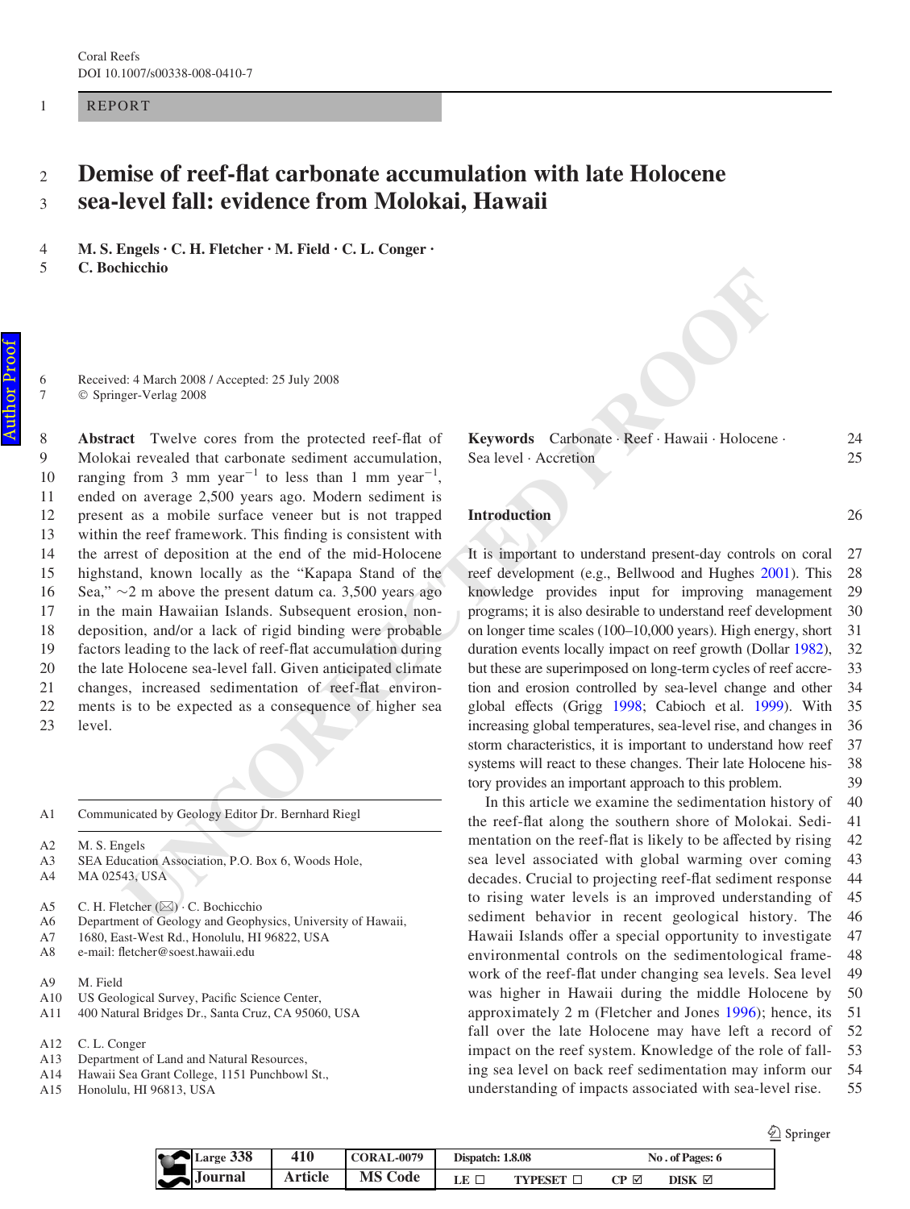REPORT

# Demise of reef-flat carbonate accumulation with late Holocene sea-level fall: evidence from Molokai, Hawaii

**M. S. Engels · C. H. Fletcher · M. Field · C. L. Conger · C. Bochicchio**

Received: 4 March 2008 / Accepted: 25 July 2008
© Springer-Verlag 2008

**Abstract** Twelve cores from the protected reef-flat of Molokai revealed that carbonate sediment accumulation, ranging from 3 mm year$^{-1}$ to less than 1 mm year$^{-1}$, ended on average 2,500 years ago. Modern sediment is present as a mobile surface veneer but is not trapped within the reef framework. This finding is consistent with the arrest of deposition at the end of the mid-Holocene highstand, known locally as the "Kapapa Stand of the Sea," ~2 m above the present datum ca. 3,500 years ago in the main Hawaiian Islands. Subsequent erosion, non-deposition, and/or a lack of rigid binding were probable factors leading to the lack of reef-flat accumulation during the late Holocene sea-level fall. Given anticipated climate changes, increased sedimentation of reef-flat environments is to be expected as a consequence of higher sea level.

**Keywords** Carbonate · Reef · Hawaii · Holocene · Sea level · Accretion

Communicated by Geology Editor Dr. Bernhard Riegl

M. S. Engels
SEA Education Association, P.O. Box 6, Woods Hole, MA 02543, USA

C. H. Fletcher (✉) · C. Bochicchio
Department of Geology and Geophysics, University of Hawaii, 1680, East-West Rd., Honolulu, HI 96822, USA
e-mail: fletcher@soest.hawaii.edu

M. Field
US Geological Survey, Pacific Science Center, 400 Natural Bridges Dr., Santa Cruz, CA 95060, USA

C. L. Conger
Department of Land and Natural Resources, Hawaii Sea Grant College, 1151 Punchbowl St., Honolulu, HI 96813, USA

## Introduction

It is important to understand present-day controls on coral reef development (e.g., Bellwood and Hughes 2001). This knowledge provides input for improving management programs; it is also desirable to understand reef development on longer time scales (100–10,000 years). High energy, short duration events locally impact on reef growth (Dollar 1982), but these are superimposed on long-term cycles of reef accretion and erosion controlled by sea-level change and other global effects (Grigg 1998; Cabioch et al. 1999). With increasing global temperatures, sea-level rise, and changes in storm characteristics, it is important to understand how reef systems will react to these changes. Their late Holocene history provides an important approach to this problem.

In this article we examine the sedimentation history of the reef-flat along the southern shore of Molokai. Sedimentation on the reef-flat is likely to be affected by rising sea level associated with global warming over coming decades. Crucial to projecting reef-flat sediment response to rising water levels is an improved understanding of sediment behavior in recent geological history. The Hawaii Islands offer a special opportunity to investigate environmental controls on the sedimentological framework of the reef-flat under changing sea levels. Sea level was higher in Hawaii during the middle Holocene by approximately 2 m (Fletcher and Jones 1996); hence, its fall over the late Holocene may have left a record of impact on the reef system. Knowledge of the role of falling sea level on back reef sedimentation may inform our understanding of impacts associated with sea-level rise.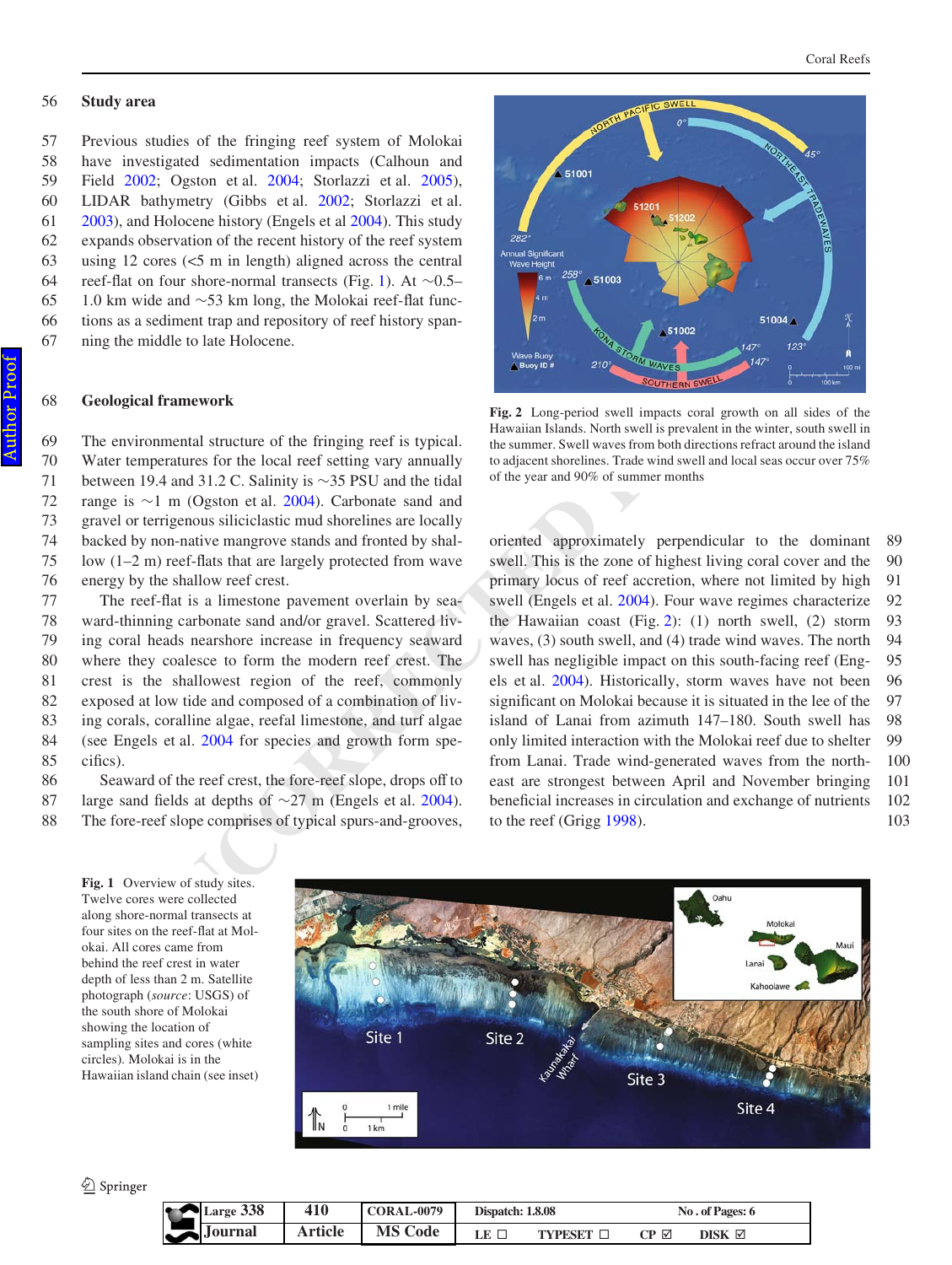## Study area

Previous studies of the fringing reef system of Molokai have investigated sedimentation impacts (Calhoun and Field 2002; Ogston et al. 2004; Storlazzi et al. 2005), LIDAR bathymetry (Gibbs et al. 2002; Storlazzi et al. 2003), and Holocene history (Engels et al 2004). This study expands observation of the recent history of the reef system using 12 cores (<5 m in length) aligned across the central reef-flat on four shore-normal transects (Fig. 1). At ~0.5–1.0 km wide and ~53 km long, the Molokai reef-flat functions as a sediment trap and repository of reef history spanning the middle to late Holocene.

## Geological framework

The environmental structure of the fringing reef is typical. Water temperatures for the local reef setting vary annually between 19.4 and 31.2 C. Salinity is ~35 PSU and the tidal range is ~1 m (Ogston et al. 2004). Carbonate sand and gravel or terrigenous siliciclastic mud shorelines are locally backed by non-native mangrove stands and fronted by shallow (1–2 m) reef-flats that are largely protected from wave energy by the shallow reef crest.

The reef-flat is a limestone pavement overlain by seaward-thinning carbonate sand and/or gravel. Scattered living coral heads nearshore increase in frequency seaward where they coalesce to form the modern reef crest. The crest is the shallowest region of the reef, commonly exposed at low tide and composed of a combination of living corals, coralline algae, reefal limestone, and turf algae (see Engels et al. 2004 for species and growth form specifics).

Seaward of the reef crest, the fore-reef slope, drops off to large sand fields at depths of ~27 m (Engels et al. 2004). The fore-reef slope comprises of typical spurs-and-grooves, oriented approximately perpendicular to the dominant swell. This is the zone of highest living coral cover and the primary locus of reef accretion, where not limited by high swell (Engels et al. 2004). Four wave regimes characterize the Hawaiian coast (Fig. 2): (1) north swell, (2) storm waves, (3) south swell, and (4) trade wind waves. The north swell has negligible impact on this south-facing reef (Engels et al. 2004). Historically, storm waves have not been significant on Molokai because it is situated in the lee of the island of Lanai from azimuth 147–180. South swell has only limited interaction with the Molokai reef due to shelter from Lanai. Trade wind-generated waves from the northeast are strongest between April and November bringing beneficial increases in circulation and exchange of nutrients to the reef (Grigg 1998).

**Fig. 2** Long-period swell impacts coral growth on all sides of the Hawaiian Islands. North swell is prevalent in the winter, south swell in the summer. Swell waves from both directions refract around the island to adjacent shorelines. Trade wind swell and local seas occur over 75% of the year and 90% of summer months

**Fig. 1** Overview of study sites. Twelve cores were collected along shore-normal transects at four sites on the reef-flat at Molokai. All cores came from behind the reef crest in water depth of less than 2 m. Satellite photograph (*source*: USGS) of the south shore of Molokai showing the location of sampling sites and cores (white circles). Molokai is in the Hawaiian island chain (see inset)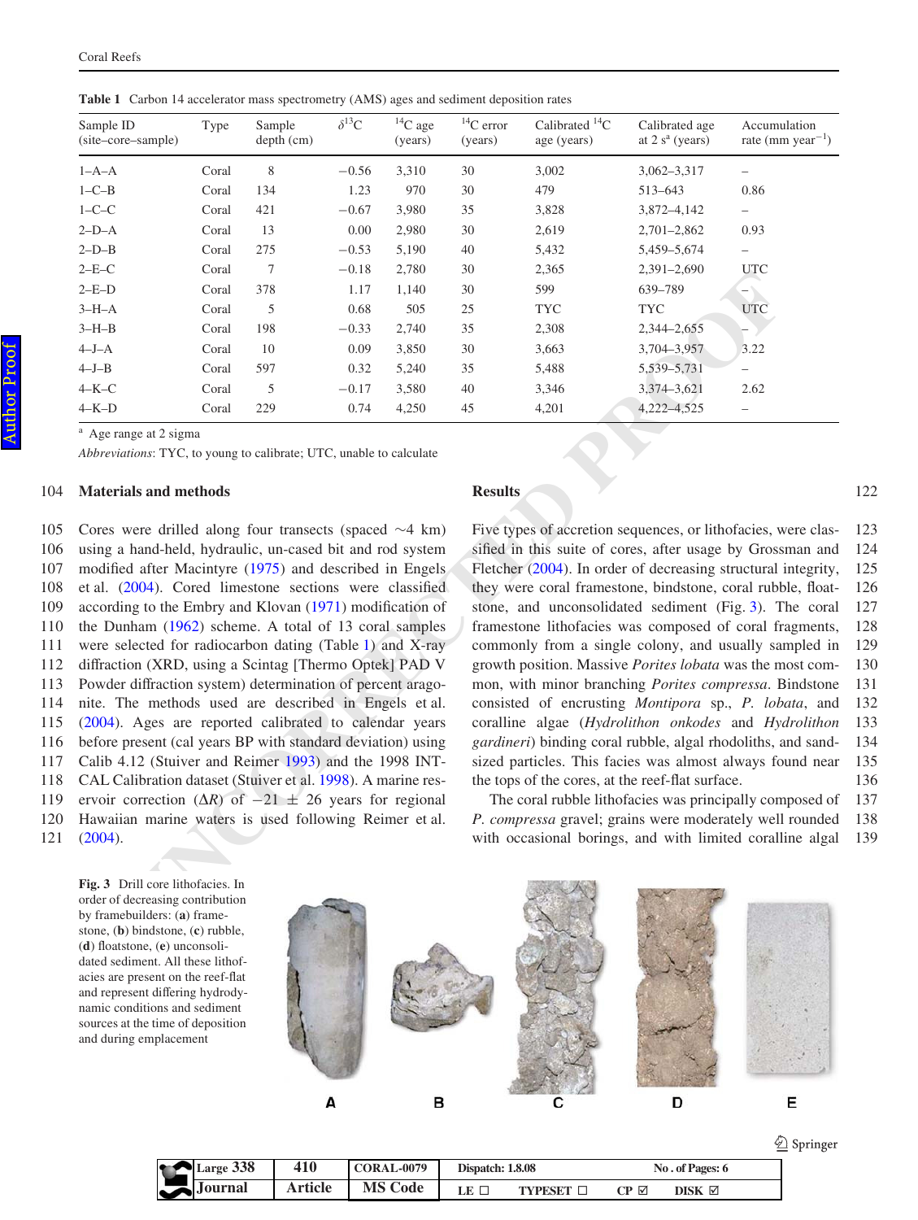**Table 1** Carbon 14 accelerator mass spectrometry (AMS) ages and sediment deposition rates

| Sample ID (site–core–sample) | Type | Sample depth (cm) | $\delta^{13}C$ | $^{14}C$ age (years) | $^{14}C$ error (years) | Calibrated $^{14}C$ age (years) | Calibrated age at 2 s[a] (years) | Accumulation rate (mm $year^{-1}$) |
|---|---|---|---|---|---|---|---|---|
| 1–A–A | Coral | 8 | −0.56 | 3,310 | 30 | 3,002 | 3,062–3,317 | – |
| 1–C–B | Coral | 134 | 1.23 | 970 | 30 | 479 | 513–643 | 0.86 |
| 1–C–C | Coral | 421 | −0.67 | 3,980 | 35 | 3,828 | 3,872–4,142 | – |
| 2–D–A | Coral | 13 | 0.00 | 2,980 | 30 | 2,619 | 2,701–2,862 | 0.93 |
| 2–D–B | Coral | 275 | −0.53 | 5,190 | 40 | 5,432 | 5,459–5,674 | – |
| 2–E–C | Coral | 7 | −0.18 | 2,780 | 30 | 2,365 | 2,391–2,690 | UTC |
| 2–E–D | Coral | 378 | 1.17 | 1,140 | 30 | 599 | 639–789 | – |
| 3–H–A | Coral | 5 | 0.68 | 505 | 25 | TYC | TYC | UTC |
| 3–H–B | Coral | 198 | −0.33 | 2,740 | 35 | 2,308 | 2,344–2,655 | – |
| 4–J–A | Coral | 10 | 0.09 | 3,850 | 30 | 3,663 | 3,704–3,957 | 3.22 |
| 4–J–B | Coral | 597 | 0.32 | 5,240 | 35 | 5,488 | 5,539–5,731 | – |
| 4–K–C | Coral | 5 | −0.17 | 3,580 | 40 | 3,346 | 3,374–3,621 | 2.62 |
| 4–K–D | Coral | 229 | 0.74 | 4,250 | 45 | 4,201 | 4,222–4,525 | – |

[a] Age range at 2 sigma

*Abbreviations*: TYC, to young to calibrate; UTC, unable to calculate

## Materials and methods

Cores were drilled along four transects (spaced ~4 km) using a hand-held, hydraulic, un-cased bit and rod system modified after Macintyre (1975) and described in Engels et al. (2004). Cored limestone sections were classified according to the Embry and Klovan (1971) modification of the Dunham (1962) scheme. A total of 13 coral samples were selected for radiocarbon dating (Table 1) and X-ray diffraction (XRD, using a Scintag [Thermo Optek] PAD V Powder diffraction system) determination of percent aragonite. The methods used are described in Engels et al. (2004). Ages are reported calibrated to calendar years before present (cal years BP with standard deviation) using Calib 4.12 (Stuiver and Reimer 1993) and the 1998 INTCAL Calibration dataset (Stuiver et al. 1998). A marine reservoir correction ($\Delta R$) of $-21 \pm 26$ years for regional Hawaiian marine waters is used following Reimer et al. (2004).

## Results

Five types of accretion sequences, or lithofacies, were classified in this suite of cores, after usage by Grossman and Fletcher (2004). In order of decreasing structural integrity, they were coral framestone, bindstone, coral rubble, floatstone, and unconsolidated sediment (Fig. 3). The coral framestone lithofacies was composed of coral fragments, commonly from a single colony, and usually sampled in growth position. Massive *Porites lobata* was the most common, with minor branching *Porites compressa*. Bindstone consisted of encrusting *Montipora* sp., *P. lobata*, and coralline algae (*Hydrolithon onkodes* and *Hydrolithon gardineri*) binding coral rubble, algal rhodoliths, and sand-sized particles. This facies was almost always found near the tops of the cores, at the reef-flat surface.

The coral rubble lithofacies was principally composed of *P. compressa* gravel; grains were moderately well rounded with occasional borings, and with limited coralline algal

**Fig. 3** Drill core lithofacies. In order of decreasing contribution by framebuilders: (**a**) framestone, (**b**) bindstone, (**c**) rubble, (**d**) floatstone, (**e**) unconsolidated sediment. All these lithofacies are present on the reef-flat and represent differing hydrodynamic conditions and sediment sources at the time of deposition and during emplacement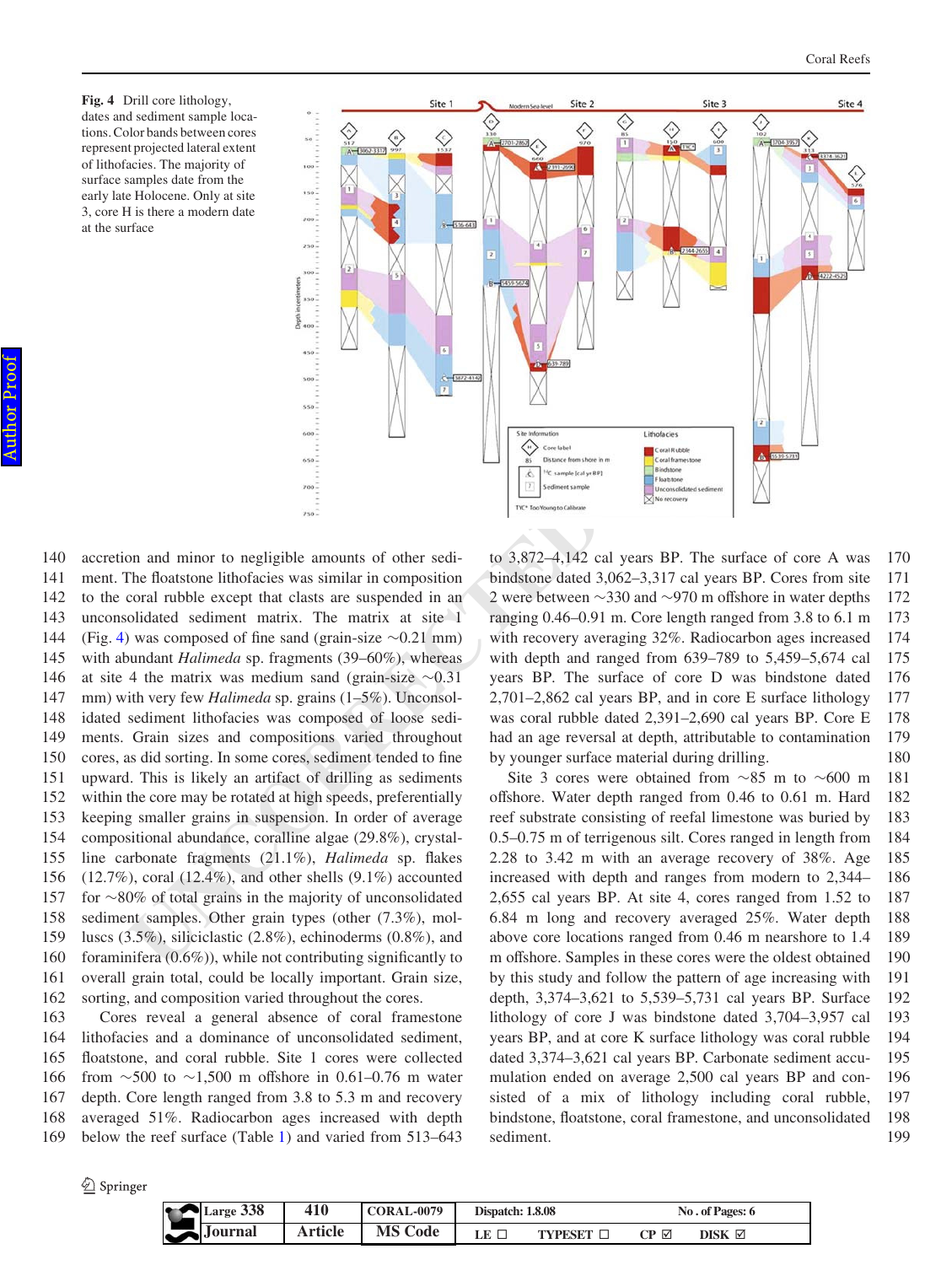**Fig. 4** Drill core lithology, dates and sediment sample locations. Color bands between cores represent projected lateral extent of lithofacies. The majority of surface samples date from the early late Holocene. Only at site 3, core H is there a modern date at the surface

accretion and minor to negligible amounts of other sediment. The floatstone lithofacies was similar in composition to the coral rubble except that clasts are suspended in an unconsolidated sediment matrix. The matrix at site 1 (Fig. 4) was composed of fine sand (grain-size ~0.21 mm) with abundant *Halimeda* sp. fragments (39–60%), whereas at site 4 the matrix was medium sand (grain-size ~0.31 mm) with very few *Halimeda* sp. grains (1–5%). Unconsolidated sediment lithofacies was composed of loose sediments. Grain sizes and compositions varied throughout cores, as did sorting. In some cores, sediment tended to fine upward. This is likely an artifact of drilling as sediments within the core may be rotated at high speeds, preferentially keeping smaller grains in suspension. In order of average compositional abundance, coralline algae (29.8%), crystalline carbonate fragments (21.1%), *Halimeda* sp. flakes (12.7%), coral (12.4%), and other shells (9.1%) accounted for ~80% of total grains in the majority of unconsolidated sediment samples. Other grain types (other (7.3%), molluscs (3.5%), siliciclastic (2.8%), echinoderms (0.8%), and foraminifera (0.6%)), while not contributing significantly to overall grain total, could be locally important. Grain size, sorting, and composition varied throughout the cores.

Cores reveal a general absence of coral framestone lithofacies and a dominance of unconsolidated sediment, floatstone, and coral rubble. Site 1 cores were collected from ~500 to ~1,500 m offshore in 0.61–0.76 m water depth. Core length ranged from 3.8 to 5.3 m and recovery averaged 51%. Radiocarbon ages increased with depth below the reef surface (Table 1) and varied from 513–643 to 3,872–4,142 cal years BP. The surface of core A was bindstone dated 3,062–3,317 cal years BP. Cores from site 2 were between ~330 and ~970 m offshore in water depths ranging 0.46–0.91 m. Core length ranged from 3.8 to 6.1 m with recovery averaging 32%. Radiocarbon ages increased with depth and ranged from 639–789 to 5,459–5,674 cal years BP. The surface of core D was bindstone dated 2,701–2,862 cal years BP, and in core E surface lithology was coral rubble dated 2,391–2,690 cal years BP. Core E had an age reversal at depth, attributable to contamination by younger surface material during drilling.

Site 3 cores were obtained from ~85 m to ~600 m offshore. Water depth ranged from 0.46 to 0.61 m. Hard reef substrate consisting of reefal limestone was buried by 0.5–0.75 m of terrigenous silt. Cores ranged in length from 2.28 to 3.42 m with an average recovery of 38%. Age increased with depth and ranges from modern to 2,344–2,655 cal years BP. At site 4, cores ranged from 1.52 to 6.84 m long and recovery averaged 25%. Water depth above core locations ranged from 0.46 m nearshore to 1.4 m offshore. Samples in these cores were the oldest obtained by this study and follow the pattern of age increasing with depth, 3,374–3,621 to 5,539–5,731 cal years BP. Surface lithology of core J was bindstone dated 3,704–3,957 cal years BP, and at core K surface lithology was coral rubble dated 3,374–3,621 cal years BP. Carbonate sediment accumulation ended on average 2,500 cal years BP and consisted of a mix of lithology including coral rubble, bindstone, floatstone, coral framestone, and unconsolidated sediment.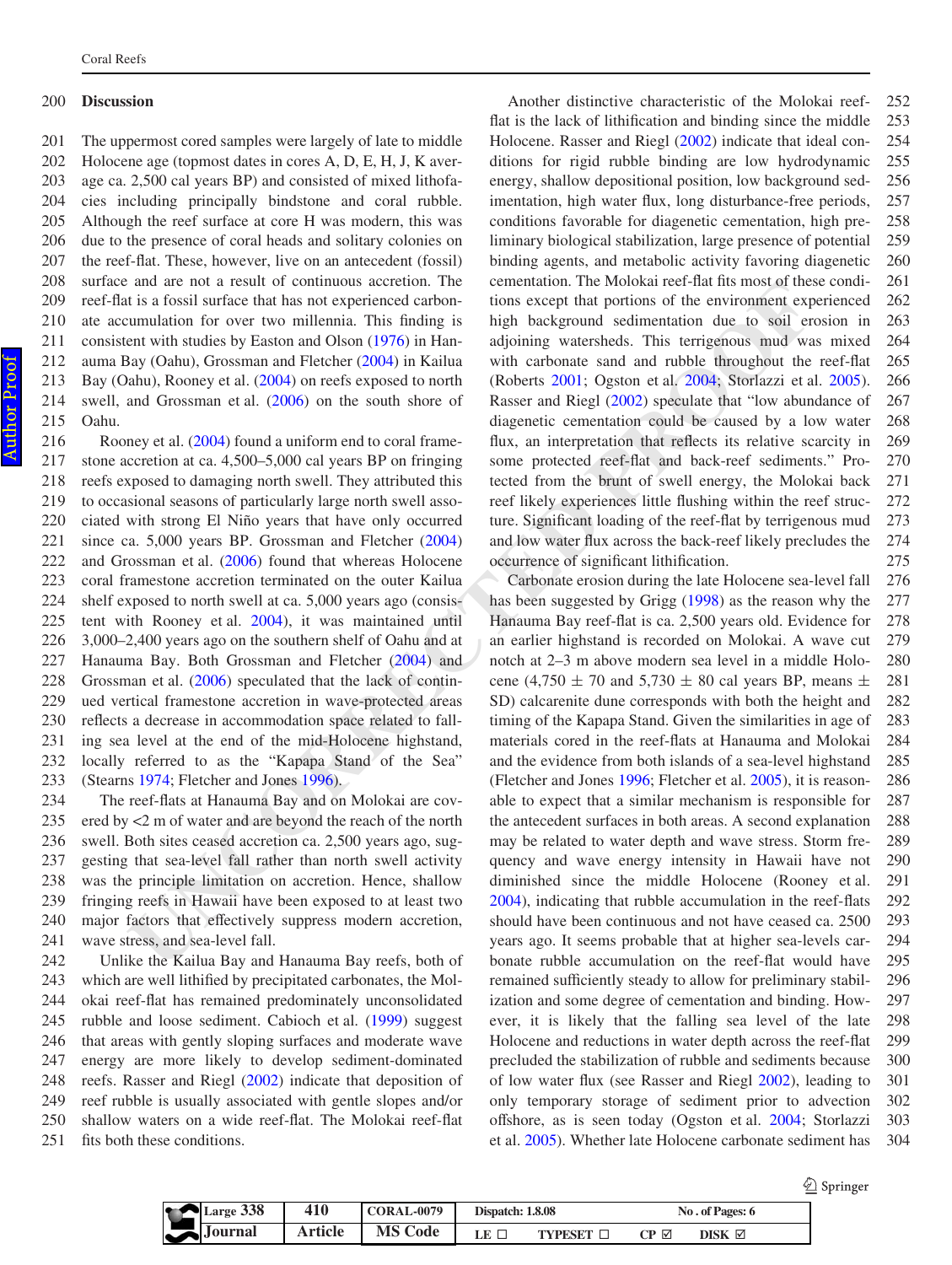## Discussion

The uppermost cored samples were largely of late to middle Holocene age (topmost dates in cores A, D, E, H, J, K average ca. 2,500 cal years BP) and consisted of mixed lithofacies including principally bindstone and coral rubble. Although the reef surface at core H was modern, this was due to the presence of coral heads and solitary colonies on the reef-flat. These, however, live on an antecedent (fossil) surface and are not a result of continuous accretion. The reef-flat is a fossil surface that has not experienced carbonate accumulation for over two millennia. This finding is consistent with studies by Easton and Olson (1976) in Hanauma Bay (Oahu), Grossman and Fletcher (2004) in Kailua Bay (Oahu), Rooney et al. (2004) on reefs exposed to north swell, and Grossman et al. (2006) on the south shore of Oahu.

Rooney et al. (2004) found a uniform end to coral framestone accretion at ca. 4,500–5,000 cal years BP on fringing reefs exposed to damaging north swell. They attributed this to occasional seasons of particularly large north swell associated with strong El Niño years that have only occurred since ca. 5,000 years BP. Grossman and Fletcher (2004) and Grossman et al. (2006) found that whereas Holocene coral framestone accretion terminated on the outer Kailua shelf exposed to north swell at ca. 5,000 years ago (consistent with Rooney et al. 2004), it was maintained until 3,000–2,400 years ago on the southern shelf of Oahu and at Hanauma Bay. Both Grossman and Fletcher (2004) and Grossman et al. (2006) speculated that the lack of continued vertical framestone accretion in wave-protected areas reflects a decrease in accommodation space related to falling sea level at the end of the mid-Holocene highstand, locally referred to as the "Kapapa Stand of the Sea" (Stearns 1974; Fletcher and Jones 1996).

The reef-flats at Hanauma Bay and on Molokai are covered by <2 m of water and are beyond the reach of the north swell. Both sites ceased accretion ca. 2,500 years ago, suggesting that sea-level fall rather than north swell activity was the principle limitation on accretion. Hence, shallow fringing reefs in Hawaii have been exposed to at least two major factors that effectively suppress modern accretion, wave stress, and sea-level fall.

Unlike the Kailua Bay and Hanauma Bay reefs, both of which are well lithified by precipitated carbonates, the Molokai reef-flat has remained predominatedly unconsolidated rubble and loose sediment. Cabioch et al. (1999) suggest that areas with gently sloping surfaces and moderate wave energy are more likely to develop sediment-dominated reefs. Rasser and Riegl (2002) indicate that deposition of reef rubble is usually associated with gentle slopes and/or shallow waters on a wide reef-flat. The Molokai reef-flat fits both these conditions.

Another distinctive characteristic of the Molokai reef-flat is the lack of lithification and binding since the middle Holocene. Rasser and Riegl (2002) indicate that ideal conditions for rigid rubble binding are low hydrodynamic energy, shallow depositional position, low background sedimentation, high water flux, long disturbance-free periods, conditions favorable for diagenetic cementation, high preliminary biological stabilization, large presence of potential binding agents, and metabolic activity favoring diagenetic cementation. The Molokai reef-flat fits most of these conditions except that portions of the environment experienced high background sedimentation due to soil erosion in adjoining watersheds. This terrigenous mud was mixed with carbonate sand and rubble throughout the reef-flat (Roberts 2001; Ogston et al. 2004; Storlazzi et al. 2005). Rasser and Riegl (2002) speculate that "low abundance of diagenetic cementation could be caused by a low water flux, an interpretation that reflects its relative scarcity in some protected reef-flat and back-reef sediments." Protected from the brunt of swell energy, the Molokai back reef likely experiences little flushing within the reef structure. Significant loading of the reef-flat by terrigenous mud and low water flux across the back-reef likely precludes the occurrence of significant lithification.

Carbonate erosion during the late Holocene sea-level fall has been suggested by Grigg (1998) as the reason why the Hanauma Bay reef-flat is ca. 2,500 years old. Evidence for an earlier highstand is recorded on Molokai. A wave cut notch at 2–3 m above modern sea level in a middle Holocene (4,750 ± 70 and 5,730 ± 80 cal years BP, means ± SD) calcarenite dune corresponds with both the height and timing of the Kapapa Stand. Given the similarities in age of materials cored in the reef-flats at Hanauma and Molokai and the evidence from both islands of a sea-level highstand (Fletcher and Jones 1996; Fletcher et al. 2005), it is reasonable to expect that a similar mechanism is responsible for the antecedent surfaces in both areas. A second explanation may be related to water depth and wave stress. Storm frequency and wave energy intensity in Hawaii have not diminished since the middle Holocene (Rooney et al. 2004), indicating that rubble accumulation in the reef-flats should have been continuous and not have ceased ca. 2500 years ago. It seems probable that at higher sea-levels carbonate rubble accumulation on the reef-flat would have remained sufficiently steady to allow for preliminary stabilization and some degree of cementation and binding. However, it is likely that the falling sea level of the late Holocene and reductions in water depth across the reef-flat precluded the stabilization of rubble and sediments because of low water flux (see Rasser and Riegl 2002), leading to only temporary storage of sediment prior to advection offshore, as is seen today (Ogston et al. 2004; Storlazzi et al. 2005). Whether late Holocene carbonate sediment has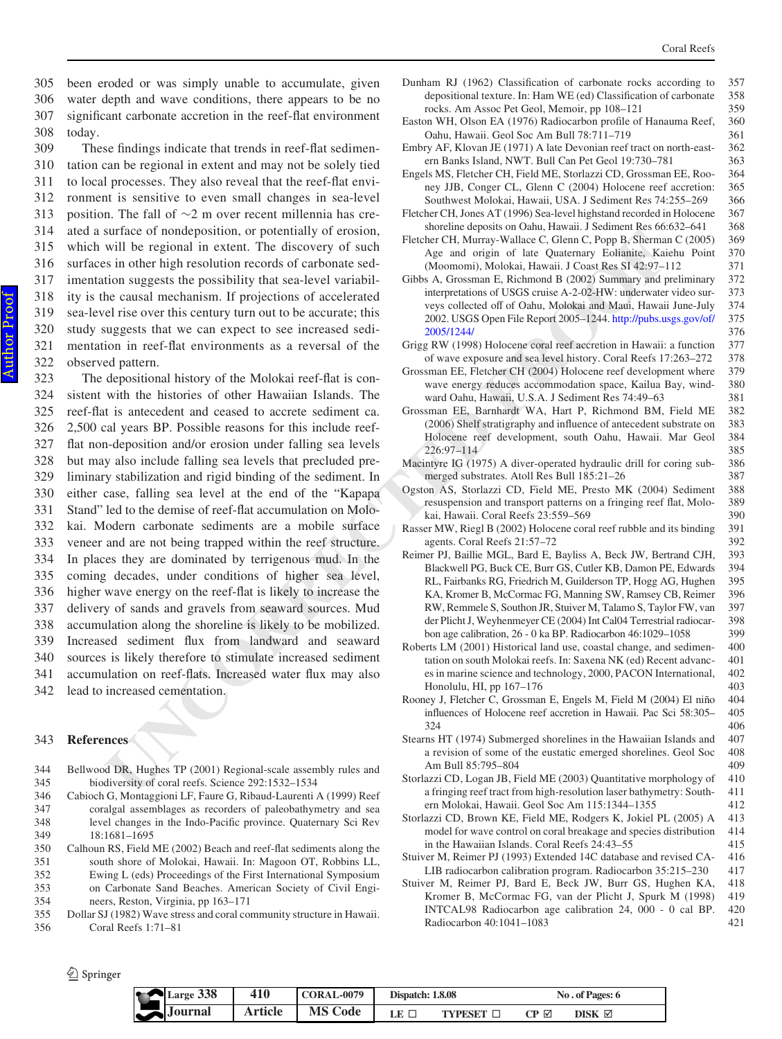been eroded or was simply unable to accumulate, given water depth and wave conditions, there appears to be no significant carbonate accretion in the reef-flat environment today.

These findings indicate that trends in reef-flat sedimentation can be regional in extent and may not be solely tied to local processes. They also reveal that the reef-flat environment is sensitive to even small changes in sea-level position. The fall of ~2 m over recent millennia has created a surface of nondeposition, or potentially of erosion, which will be regional in extent. The discovery of such surfaces in other high resolution records of carbonate sedimentation suggests the possibility that sea-level variability is the causal mechanism. If projections of accelerated sea-level rise over this century turn out to be accurate; this study suggests that we can expect to see increased sedimentation in reef-flat environments as a reversal of the observed pattern.

The depositional history of the Molokai reef-flat is consistent with the histories of other Hawaiian Islands. The reef-flat is antecedent and ceased to accrete sediment ca. 2,500 cal years BP. Possible reasons for this include reef-flat non-deposition and/or erosion under falling sea levels but may also include falling sea levels that precluded preliminary stabilization and rigid binding of the sediment. In either case, falling sea level at the end of the "Kapapa Stand" led to the demise of reef-flat accumulation on Molokai. Modern carbonate sediments are a mobile surface veneer and are not being trapped within the reef structure. In places they are dominated by terrigenous mud. In the coming decades, under conditions of higher sea level, higher wave energy on the reef-flat is likely to increase the delivery of sands and gravels from seaward sources. Mud accumulation along the shoreline is likely to be mobilized. Increased sediment flux from landward and seaward sources is likely therefore to stimulate increased sediment accumulation on reef-flats. Increased water flux may also lead to increased cementation.

## References

Bellwood DR, Hughes TP (2001) Regional-scale assembly rules and biodiversity of coral reefs. Science 292:1532–1534

Cabioch G, Montaggioni LF, Faure G, Ribaud-Laurenti A (1999) Reef coralgal assemblages as recorders of paleobathymetry and sea level changes in the Indo-Pacific province. Quaternary Sci Rev 18:1681–1695

Calhoun RS, Field ME (2002) Beach and reef-flat sediments along the south shore of Molokai, Hawaii. In: Magoon OT, Robbins LL, Ewing L (eds) Proceedings of the First International Symposium on Carbonate Sand Beaches. American Society of Civil Engineers, Reston, Virginia, pp 163–171

Dollar SJ (1982) Wave stress and coral community structure in Hawaii. Coral Reefs 1:71–81

Dunham RJ (1962) Classification of carbonate rocks according to depositional texture. In: Ham WE (ed) Classification of carbonate rocks. Am Assoc Pet Geol, Memoir, pp 108–121

Easton WH, Olson EA (1976) Radiocarbon profile of Hanauma Reef, Oahu, Hawaii. Geol Soc Am Bull 78:711–719

Embry AF, Klovan JE (1971) A late Devonian reef tract on north-eastern Banks Island, NWT. Bull Can Pet Geol 19:730–781

Engels MS, Fletcher CH, Field ME, Storlazzi CD, Grossman EE, Rooney JJB, Conger CL, Glenn C (2004) Holocene reef accretion: Southwest Molokai, Hawaii, USA. J Sediment Res 74:255–269

Fletcher CH, Jones AT (1996) Sea-level highstand recorded in Holocene shoreline deposits on Oahu, Hawaii. J Sediment Res 66:632–641

Fletcher CH, Murray-Wallace C, Glenn C, Popp B, Sherman C (2005) Age and origin of late Quaternary Eolianite, Kaiehu Point (Moomomi), Molokai, Hawaii. J Coast Res SI 42:97–112

Gibbs A, Grossman E, Richmond B (2002) Summary and preliminary interpretations of USGS cruise A-2-02-HW: underwater video surveys collected off of Oahu, Molokai and Maui, Hawaii June-July 2002. USGS Open File Report 2005–1244. http://pubs.usgs.gov/of/2005/1244/

Grigg RW (1998) Holocene coral reef accretion in Hawaii: a function of wave exposure and sea level history. Coral Reefs 17:263–272

Grossman EE, Fletcher CH (2004) Holocene reef development where wave energy reduces accommodation space, Kailua Bay, windward Oahu, Hawaii, U.S.A. J Sediment Res 74:49–63

Grossman EE, Barnhardt WA, Hart P, Richmond BM, Field ME (2006) Shelf stratigraphy and influence of antecedent substrate on Holocene reef development, south Oahu, Hawaii. Mar Geol 226:97–114

Macintyre IG (1975) A diver-operated hydraulic drill for coring submerged substrates. Atoll Res Bull 185:21–26

Ogston AS, Storlazzi CD, Field ME, Presto MK (2004) Sediment resuspension and transport patterns on a fringing reef flat, Molokai, Hawaii. Coral Reefs 23:559–569

Rasser MW, Riegl B (2002) Holocene coral reef rubble and its binding agents. Coral Reefs 21:57–72

Reimer PJ, Baillie MGL, Bard E, Bayliss A, Beck JW, Bertrand CJH, Blackwell PG, Buck CE, Burr GS, Cutler KB, Damon PE, Edwards RL, Fairbanks RG, Friedrich M, Guilderson TP, Hogg AG, Hughen KA, Kromer B, McCormac FG, Manning SW, Ramsey CB, Reimer RW, Remmele S, Southon JR, Stuiver M, Talamo S, Taylor FW, van der Plicht J, Weyhenmeyer CE (2004) Int Cal04 Terrestrial radiocarbon age calibration, 26 - 0 ka BP. Radiocarbon 46:1029–1058

Roberts LM (2001) Historical land use, coastal change, and sedimentation on south Molokai reefs. In: Saxena NK (ed) Recent advances in marine science and technology, 2000, PACON International, Honolulu, HI, pp 167–176

Rooney J, Fletcher C, Grossman E, Engels M, Field M (2004) El niño influences of Holocene reef accretion in Hawaii. Pac Sci 58:305–324

Stearns HT (1974) Submerged shorelines in the Hawaiian Islands and a revision of some of the eustatic emerged shorelines. Geol Soc Am Bull 85:795–804

Storlazzi CD, Logan JB, Field ME (2003) Quantitative morphology of a fringing reef tract from high-resolution laser bathymetry: Southern Molokai, Hawaii. Geol Soc Am 115:1344–1355

Storlazzi CD, Brown EK, Field ME, Rodgers K, Jokiel PL (2005) A model for wave control on coral breakage and species distribution in the Hawaiian Islands. Coral Reefs 24:43–55

Stuiver M, Reimer PJ (1993) Extended 14C database and revised CALIB radiocarbon calibration program. Radiocarbon 35:215–230

Stuiver M, Reimer PJ, Bard E, Beck JW, Burr GS, Hughen KA, Kromer B, McCormac FG, van der Plicht J, Spurk M (1998) INTCAL98 Radiocarbon age calibration 24, 000 - 0 cal BP. Radiocarbon 40:1041–1083